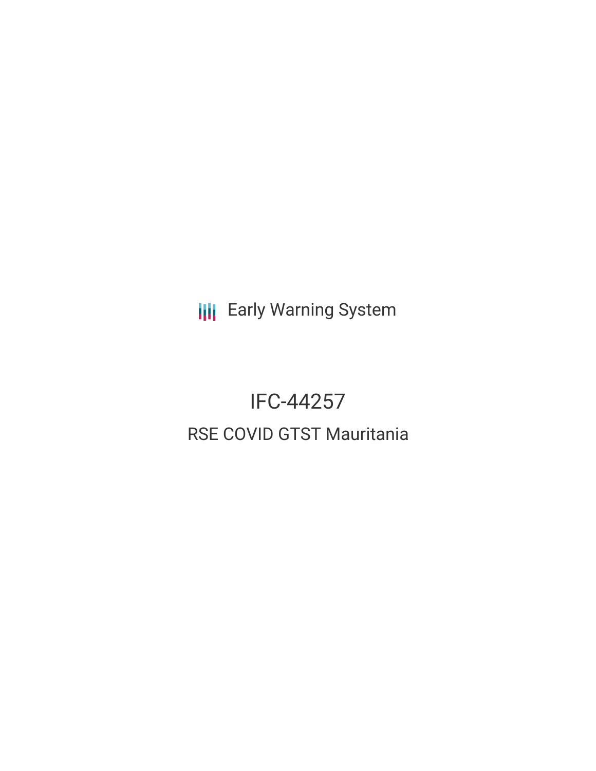Early Warning System

# IFC-44257

## RSE COVID GTST Mauritania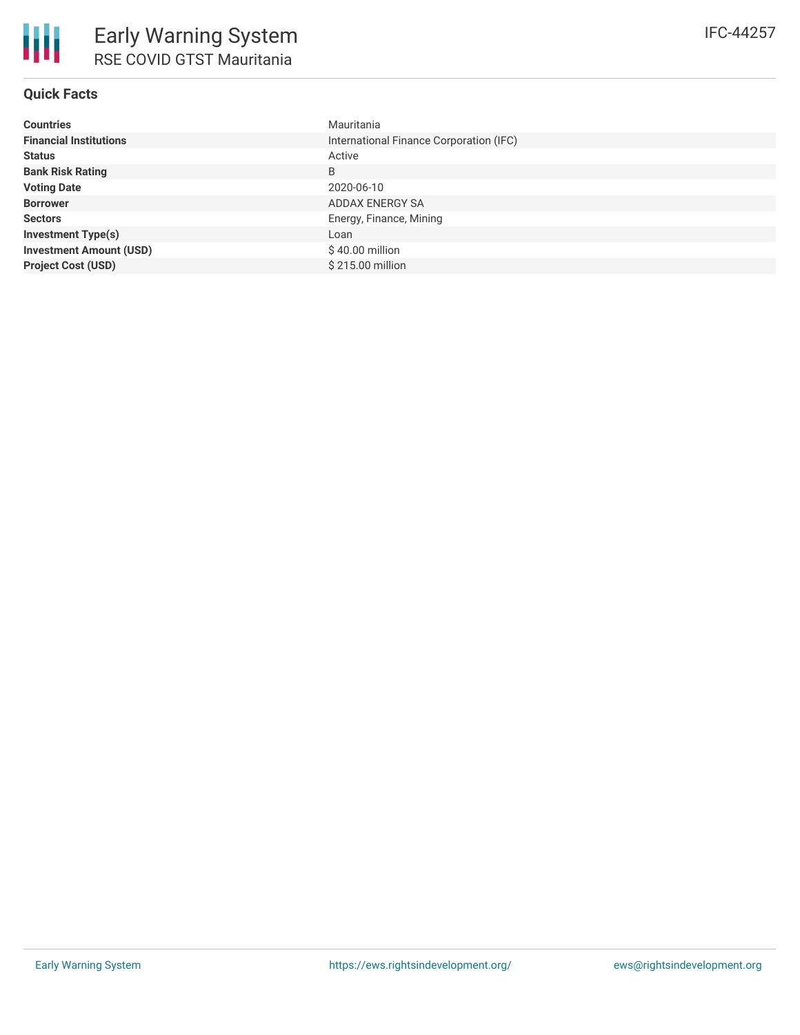# Early Warning System

## RSE COVID GTST Mauritania

IFC-44257

### Quick Facts

| | |
|---|---|
| **Countries** | Mauritania |
| **Financial Institutions** | International Finance Corporation (IFC) |
| **Status** | Active |
| **Bank Risk Rating** | B |
| **Voting Date** | 2020-06-10 |
| **Borrower** | ADDAX ENERGY SA |
| **Sectors** | Energy, Finance, Mining |
| **Investment Type(s)** | Loan |
| **Investment Amount (USD)** | $ 40.00 million |
| **Project Cost (USD)** | $ 215.00 million |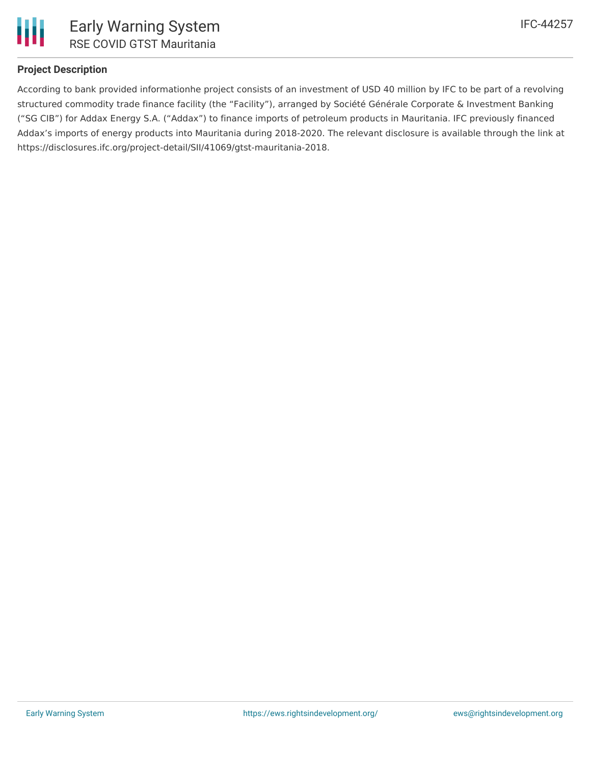**Project Description**

According to bank provided informationhe project consists of an investment of USD 40 million by IFC to be part of a revolving structured commodity trade finance facility (the “Facility”), arranged by Société Générale Corporate & Investment Banking (“SG CIB”) for Addax Energy S.A. (“Addax”) to finance imports of petroleum products in Mauritania. IFC previously financed Addax’s imports of energy products into Mauritania during 2018-2020. The relevant disclosure is available through the link at https://disclosures.ifc.org/project-detail/SII/41069/gtst-mauritania-2018.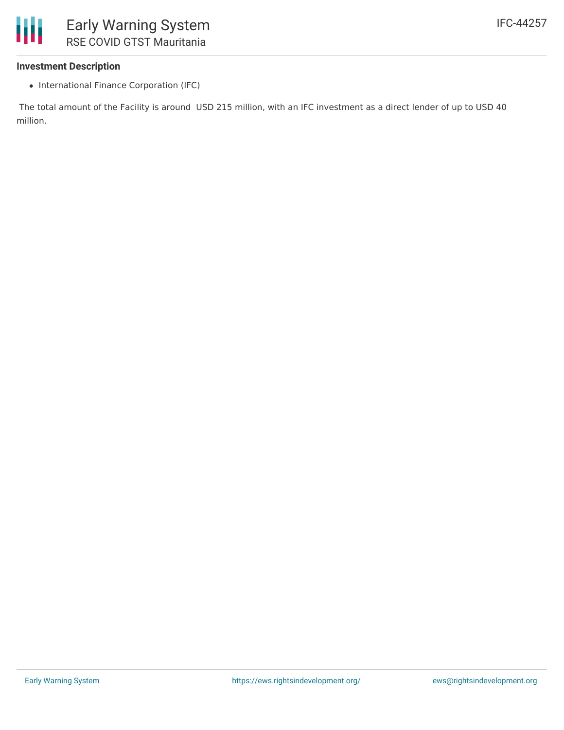### Investment Description

- International Finance Corporation (IFC)

The total amount of the Facility is around USD 215 million, with an IFC investment as a direct lender of up to USD 40 million.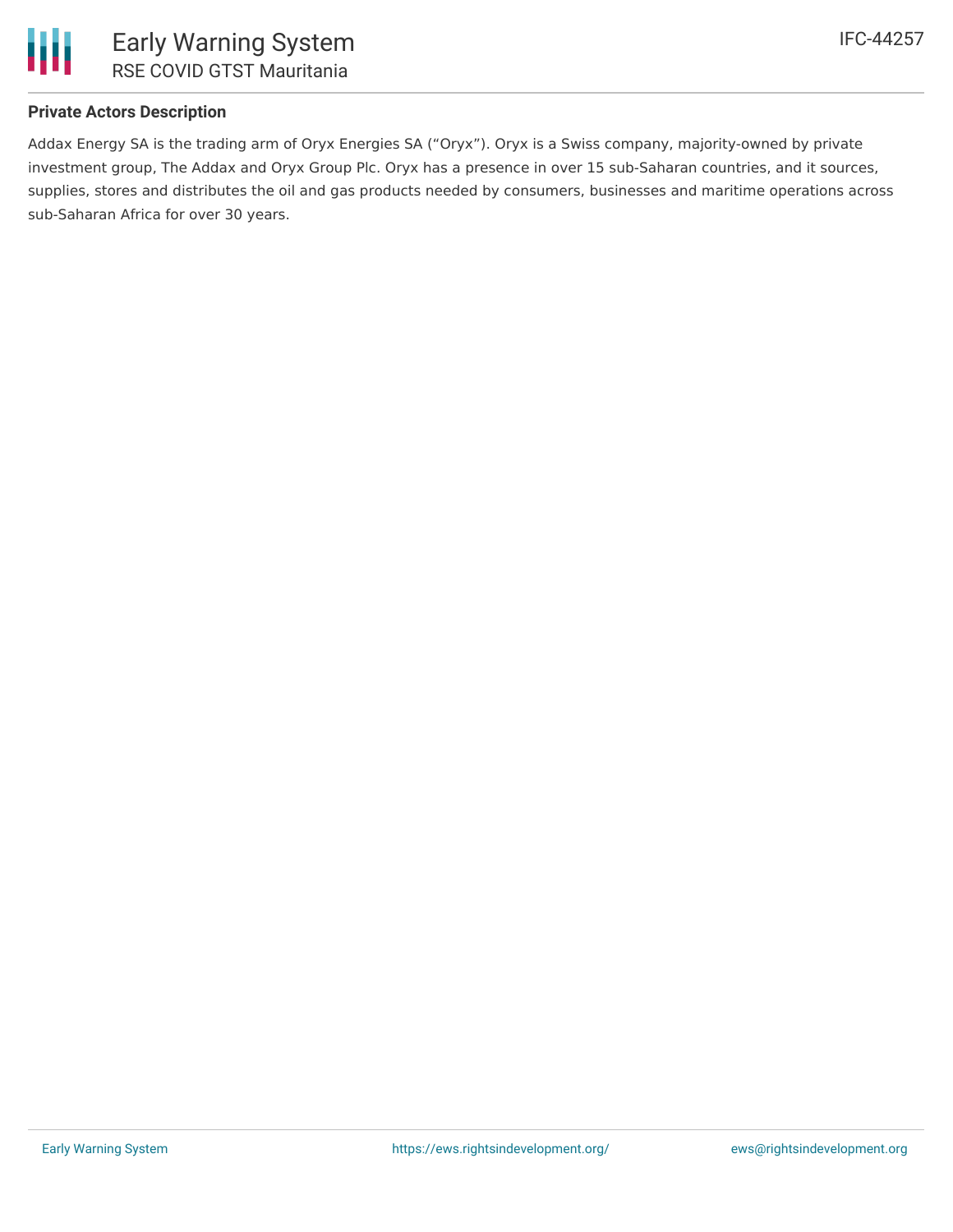### Private Actors Description

Addax Energy SA is the trading arm of Oryx Energies SA ("Oryx"). Oryx is a Swiss company, majority-owned by private investment group, The Addax and Oryx Group Plc. Oryx has a presence in over 15 sub-Saharan countries, and it sources, supplies, stores and distributes the oil and gas products needed by consumers, businesses and maritime operations across sub-Saharan Africa for over 30 years.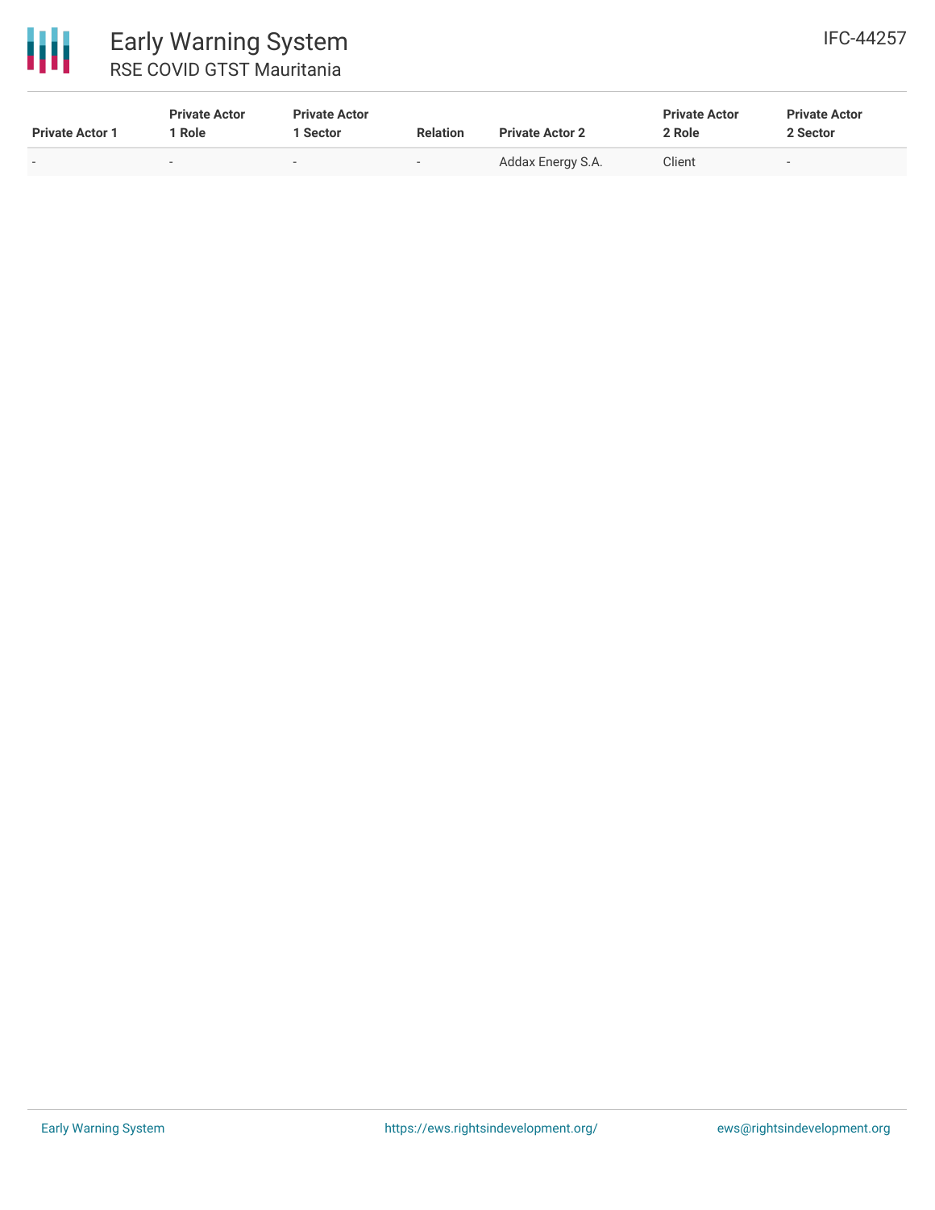| Private Actor 1 | Private Actor 1 Role | Private Actor 1 Sector | Relation | Private Actor 2 | Private Actor 2 Role | Private Actor 2 Sector |
|---|---|---|---|---|---|---|
| - | - | - | - | Addax Energy S.A. | Client | - |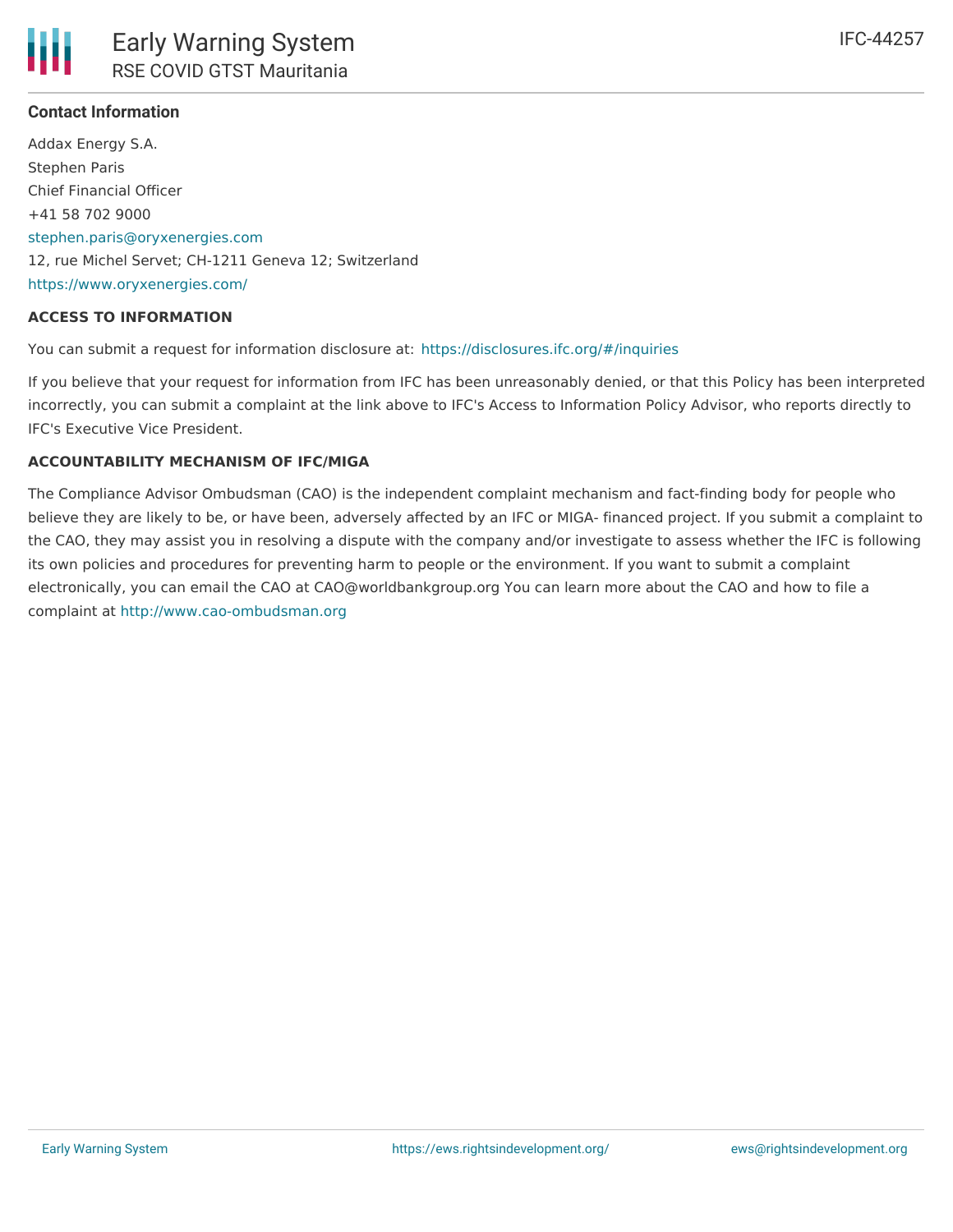**Contact Information**

Addax Energy S.A.
Stephen Paris
Chief Financial Officer
+41 58 702 9000
stephen.paris@oryxenergies.com
12, rue Michel Servet; CH-1211 Geneva 12; Switzerland
https://www.oryxenergies.com/

**ACCESS TO INFORMATION**

You can submit a request for information disclosure at: https://disclosures.ifc.org/#/inquiries

If you believe that your request for information from IFC has been unreasonably denied, or that this Policy has been interpreted incorrectly, you can submit a complaint at the link above to IFC's Access to Information Policy Advisor, who reports directly to IFC's Executive Vice President.

**ACCOUNTABILITY MECHANISM OF IFC/MIGA**

The Compliance Advisor Ombudsman (CAO) is the independent complaint mechanism and fact-finding body for people who believe they are likely to be, or have been, adversely affected by an IFC or MIGA- financed project. If you submit a complaint to the CAO, they may assist you in resolving a dispute with the company and/or investigate to assess whether the IFC is following its own policies and procedures for preventing harm to people or the environment. If you want to submit a complaint electronically, you can email the CAO at CAO@worldbankgroup.org You can learn more about the CAO and how to file a complaint at http://www.cao-ombudsman.org